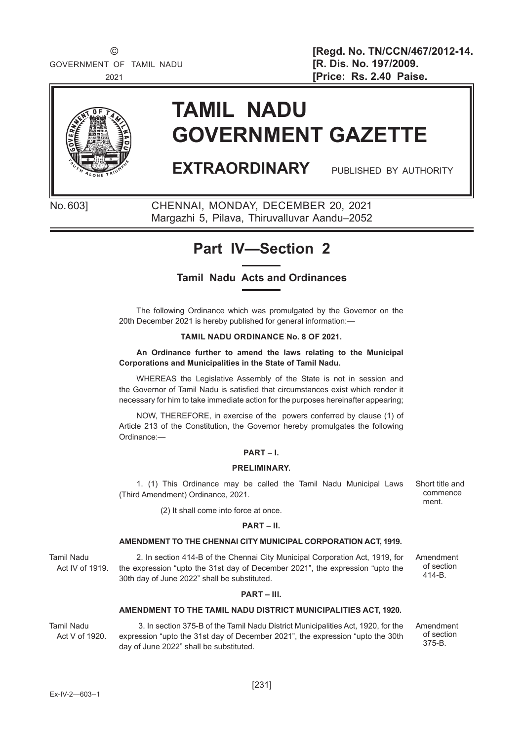© GOVERNMENT OF TAMIL NADU 2021

**[Regd. No. TN/CCN/467/2012-14.**
**[R. Dis. No. 197/2009.**
**[Price: Rs. 2.40 Paise.**

# TAMIL NADU GOVERNMENT GAZETTE

**EXTRAORDINARY** PUBLISHED BY AUTHORITY

No. 603] CHENNAI, MONDAY, DECEMBER 20, 2021
Margazhi 5, Pilava, Thiruvalluvar Aandu–2052

## Part IV—Section 2

### Tamil Nadu Acts and Ordinances

The following Ordinance which was promulgated by the Governor on the 20th December 2021 is hereby published for general information:—

**TAMIL NADU ORDINANCE No. 8 OF 2021.**

**An Ordinance further to amend the laws relating to the Municipal Corporations and Municipalities in the State of Tamil Nadu.**

WHEREAS the Legislative Assembly of the State is not in session and the Governor of Tamil Nadu is satisfied that circumstances exist which render it necessary for him to take immediate action for the purposes hereinafter appearing;

NOW, THEREFORE, in exercise of the powers conferred by clause (1) of Article 213 of the Constitution, the Governor hereby promulgates the following Ordinance:—

**PART – I.**

**PRELIMINARY.**

Short title and commencement.

1. (1) This Ordinance may be called the Tamil Nadu Municipal Laws (Third Amendment) Ordinance, 2021.

(2) It shall come into force at once.

**PART – II.**

**AMENDMENT TO THE CHENNAI CITY MUNICIPAL CORPORATION ACT, 1919.**

Tamil Nadu Act IV of 1919. Amendment of section 414-B.

2. In section 414-B of the Chennai City Municipal Corporation Act, 1919, for the expression "upto the 31st day of December 2021", the expression "upto the 30th day of June 2022" shall be substituted.

**PART – III.**

**AMENDMENT TO THE TAMIL NADU DISTRICT MUNICIPALITIES ACT, 1920.**

Tamil Nadu Act V of 1920. Amendment of section 375-B.

3. In section 375-B of the Tamil Nadu District Municipalities Act, 1920, for the expression "upto the 31st day of December 2021", the expression "upto the 30th day of June 2022" shall be substituted.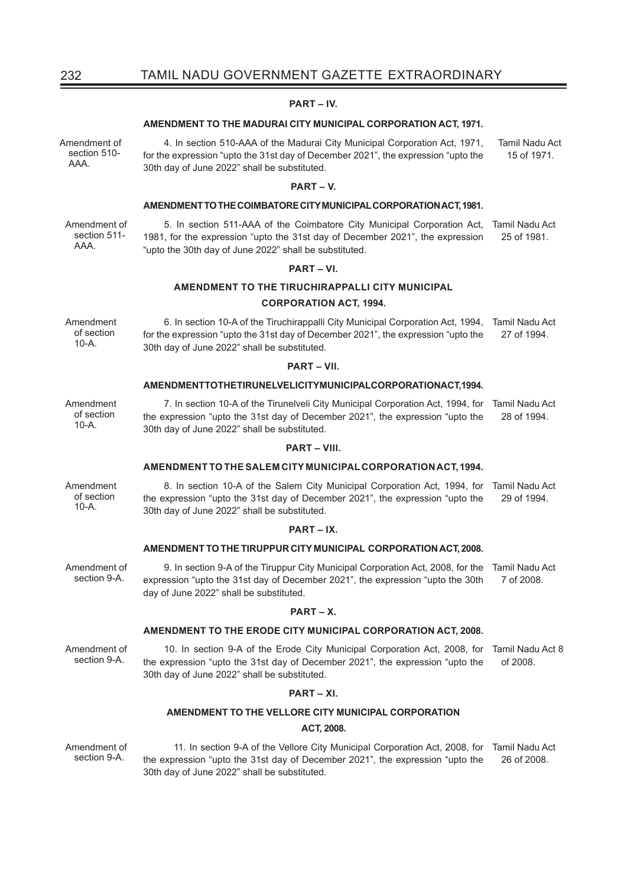## PART – IV.

### AMENDMENT TO THE MADURAI CITY MUNICIPAL CORPORATION ACT, 1971.

Amendment of section 510-AAA.

4. In section 510-AAA of the Madurai City Municipal Corporation Act, 1971, for the expression "upto the 31st day of December 2021", the expression "upto the 30th day of June 2022" shall be substituted.

Tamil Nadu Act 15 of 1971.

## PART – V.

### AMENDMENT TO THE COIMBATORE CITY MUNICIPAL CORPORATION ACT, 1981.

Amendment of section 511-AAA.

5. In section 511-AAA of the Coimbatore City Municipal Corporation Act, 1981, for the expression "upto the 31st day of December 2021", the expression "upto the 30th day of June 2022" shall be substituted.

Tamil Nadu Act 25 of 1981.

## PART – VI.

### AMENDMENT TO THE TIRUCHIRAPPALLI CITY MUNICIPAL CORPORATION ACT, 1994.

Amendment of section 10-A.

6. In section 10-A of the Tiruchirappalli City Municipal Corporation Act, 1994, for the expression "upto the 31st day of December 2021", the expression "upto the 30th day of June 2022" shall be substituted.

Tamil Nadu Act 27 of 1994.

## PART – VII.

### AMENDMENT TO THE TIRUNELVELI CITY MUNICIPAL CORPORATION ACT, 1994.

Amendment of section 10-A.

7. In section 10-A of the Tirunelveli City Municipal Corporation Act, 1994, for the expression "upto the 31st day of December 2021", the expression "upto the 30th day of June 2022" shall be substituted.

Tamil Nadu Act 28 of 1994.

## PART – VIII.

### AMENDMENT TO THE SALEM CITY MUNICIPAL CORPORATION ACT, 1994.

Amendment of section 10-A.

8. In section 10-A of the Salem City Municipal Corporation Act, 1994, for the expression "upto the 31st day of December 2021", the expression "upto the 30th day of June 2022" shall be substituted.

Tamil Nadu Act 29 of 1994.

## PART – IX.

### AMENDMENT TO THE TIRUPPUR CITY MUNICIPAL CORPORATION ACT, 2008.

Amendment of section 9-A.

9. In section 9-A of the Tiruppur City Municipal Corporation Act, 2008, for the expression "upto the 31st day of December 2021", the expression "upto the 30th day of June 2022" shall be substituted.

Tamil Nadu Act 7 of 2008.

## PART – X.

### AMENDMENT TO THE ERODE CITY MUNICIPAL CORPORATION ACT, 2008.

Amendment of section 9-A.

10. In section 9-A of the Erode City Municipal Corporation Act, 2008, for the expression "upto the 31st day of December 2021", the expression "upto the 30th day of June 2022" shall be substituted.

Tamil Nadu Act 8 of 2008.

## PART – XI.

### AMENDMENT TO THE VELLORE CITY MUNICIPAL CORPORATION ACT, 2008.

Amendment of section 9-A.

11. In section 9-A of the Vellore City Municipal Corporation Act, 2008, for the expression "upto the 31st day of December 2021", the expression "upto the 30th day of June 2022" shall be substituted.

Tamil Nadu Act 26 of 2008.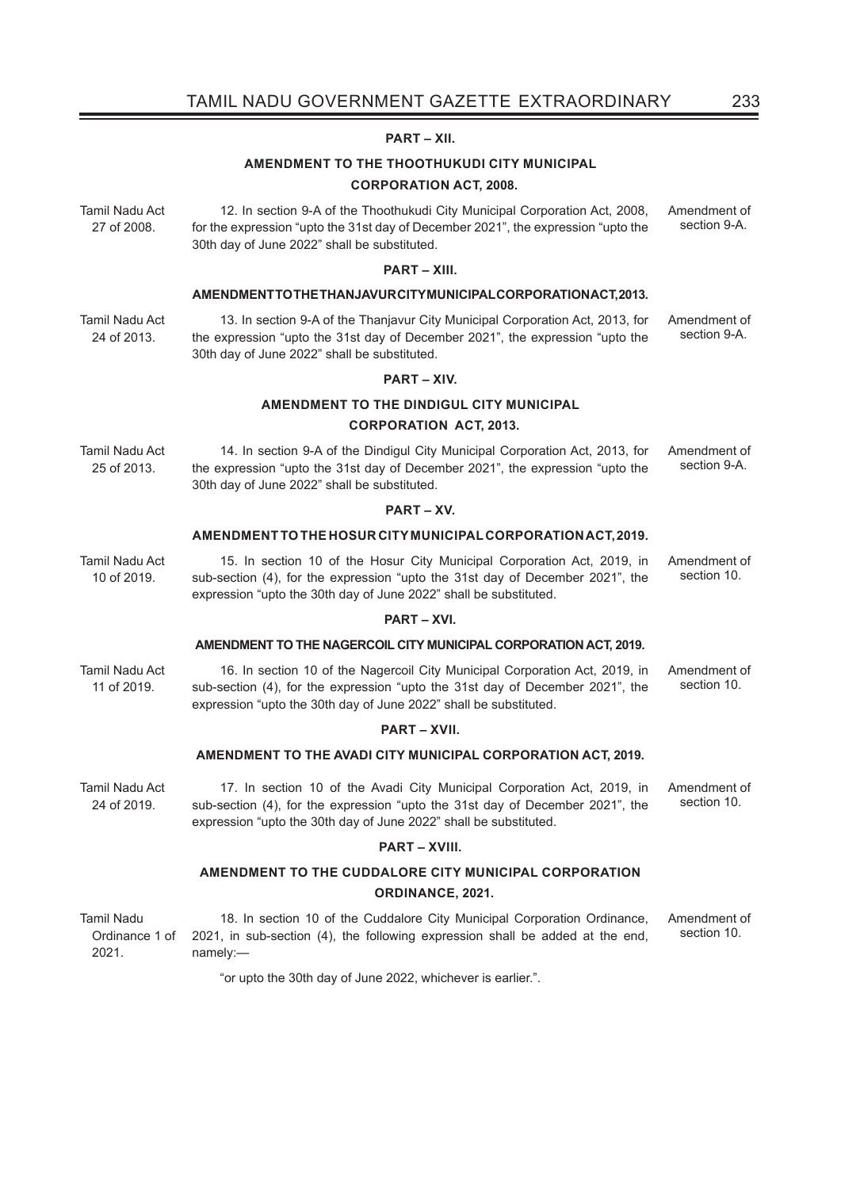## PART – XII.

### AMENDMENT TO THE THOOTHUKUDI CITY MUNICIPAL CORPORATION ACT, 2008.

Tamil Nadu Act 27 of 2008.

Amendment of section 9-A.

12. In section 9-A of the Thoothukudi City Municipal Corporation Act, 2008, for the expression "upto the 31st day of December 2021", the expression "upto the 30th day of June 2022" shall be substituted.

## PART – XIII.

### AMENDMENT TO THE THANJAVUR CITY MUNICIPAL CORPORATION ACT, 2013.

Tamil Nadu Act 24 of 2013.

Amendment of section 9-A.

13. In section 9-A of the Thanjavur City Municipal Corporation Act, 2013, for the expression "upto the 31st day of December 2021", the expression "upto the 30th day of June 2022" shall be substituted.

## PART – XIV.

### AMENDMENT TO THE DINDIGUL CITY MUNICIPAL CORPORATION ACT, 2013.

Tamil Nadu Act 25 of 2013.

Amendment of section 9-A.

14. In section 9-A of the Dindigul City Municipal Corporation Act, 2013, for the expression "upto the 31st day of December 2021", the expression "upto the 30th day of June 2022" shall be substituted.

## PART – XV.

### AMENDMENT TO THE HOSUR CITY MUNICIPAL CORPORATION ACT, 2019.

Tamil Nadu Act 10 of 2019.

Amendment of section 10.

15. In section 10 of the Hosur City Municipal Corporation Act, 2019, in sub-section (4), for the expression "upto the 31st day of December 2021", the expression "upto the 30th day of June 2022" shall be substituted.

## PART – XVI.

### AMENDMENT TO THE NAGERCOIL CITY MUNICIPAL CORPORATION ACT, 2019.

Tamil Nadu Act 11 of 2019.

Amendment of section 10.

16. In section 10 of the Nagercoil City Municipal Corporation Act, 2019, in sub-section (4), for the expression "upto the 31st day of December 2021", the expression "upto the 30th day of June 2022" shall be substituted.

## PART – XVII.

### AMENDMENT TO THE AVADI CITY MUNICIPAL CORPORATION ACT, 2019.

Tamil Nadu Act 24 of 2019.

Amendment of section 10.

17. In section 10 of the Avadi City Municipal Corporation Act, 2019, in sub-section (4), for the expression "upto the 31st day of December 2021", the expression "upto the 30th day of June 2022" shall be substituted.

## PART – XVIII.

### AMENDMENT TO THE CUDDALORE CITY MUNICIPAL CORPORATION ORDINANCE, 2021.

Tamil Nadu Ordinance 1 of 2021.

Amendment of section 10.

18. In section 10 of the Cuddalore City Municipal Corporation Ordinance, 2021, in sub-section (4), the following expression shall be added at the end, namely:—

"or upto the 30th day of June 2022, whichever is earlier.".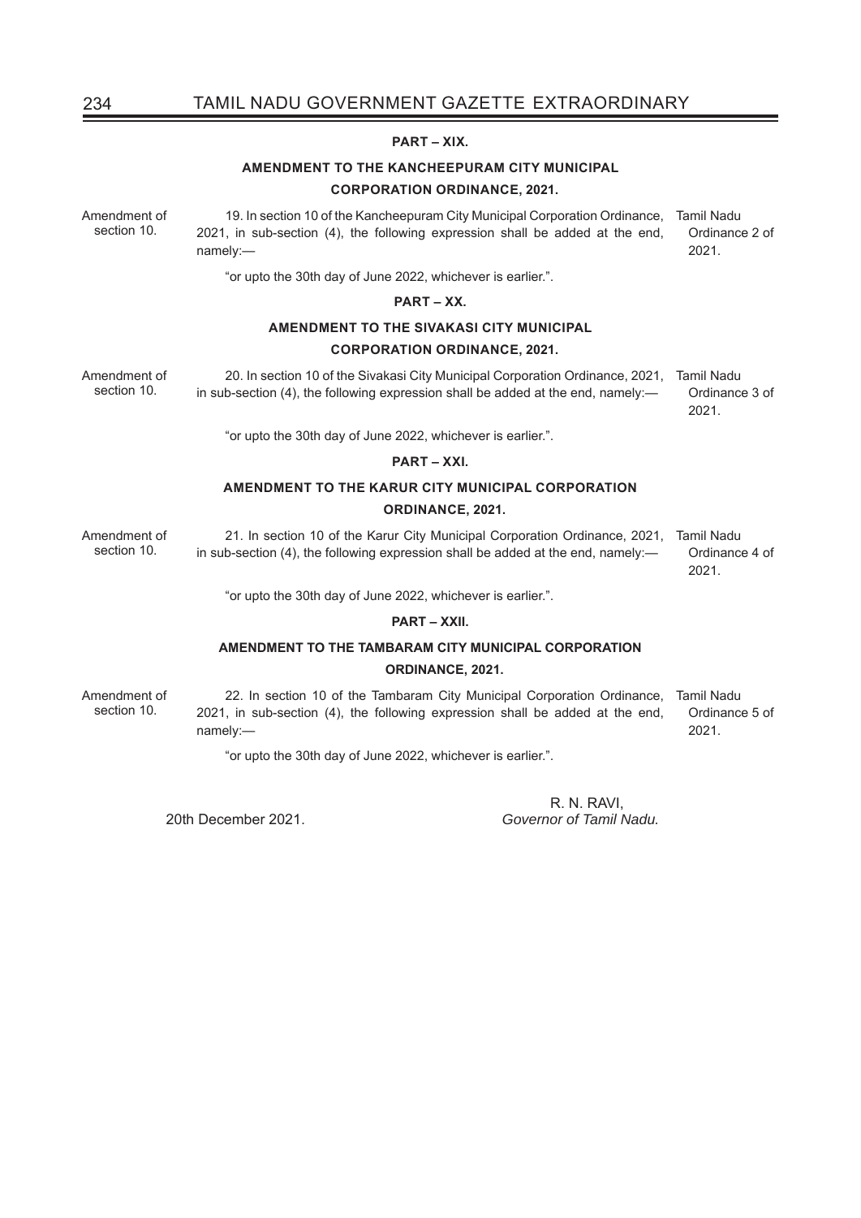**PART – XIX.**

**AMENDMENT TO THE KANCHEEPURAM CITY MUNICIPAL CORPORATION ORDINANCE, 2021.**

Amendment of section 10.

19. In section 10 of the Kancheepuram City Municipal Corporation Ordinance, 2021, in sub-section (4), the following expression shall be added at the end, namely:—

Tamil Nadu Ordinance 2 of 2021.

"or upto the 30th day of June 2022, whichever is earlier.".

**PART – XX.**

**AMENDMENT TO THE SIVAKASI CITY MUNICIPAL CORPORATION ORDINANCE, 2021.**

Amendment of section 10.

20. In section 10 of the Sivakasi City Municipal Corporation Ordinance, 2021, in sub-section (4), the following expression shall be added at the end, namely:—

Tamil Nadu Ordinance 3 of 2021.

"or upto the 30th day of June 2022, whichever is earlier.".

**PART – XXI.**

**AMENDMENT TO THE KARUR CITY MUNICIPAL CORPORATION ORDINANCE, 2021.**

Amendment of section 10.

21. In section 10 of the Karur City Municipal Corporation Ordinance, 2021, in sub-section (4), the following expression shall be added at the end, namely:—

Tamil Nadu Ordinance 4 of 2021.

"or upto the 30th day of June 2022, whichever is earlier.".

**PART – XXII.**

**AMENDMENT TO THE TAMBARAM CITY MUNICIPAL CORPORATION ORDINANCE, 2021.**

Amendment of section 10.

22. In section 10 of the Tambaram City Municipal Corporation Ordinance, 2021, in sub-section (4), the following expression shall be added at the end, namely:—

Tamil Nadu Ordinance 5 of 2021.

"or upto the 30th day of June 2022, whichever is earlier.".

20th December 2021.

R. N. RAVI,
*Governor of Tamil Nadu.*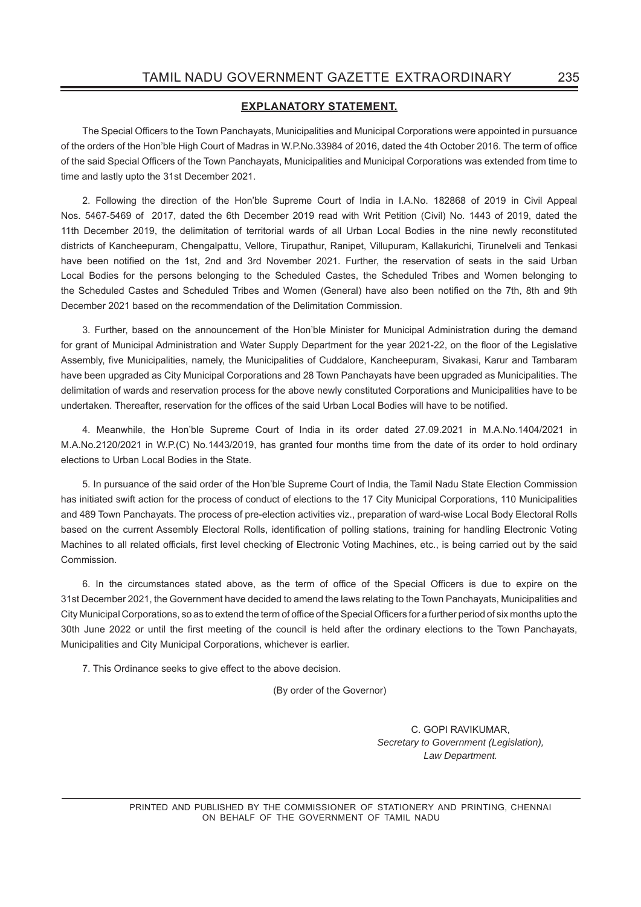## EXPLANATORY STATEMENT.

The Special Officers to the Town Panchayats, Municipalities and Municipal Corporations were appointed in pursuance of the orders of the Hon'ble High Court of Madras in W.P.No.33984 of 2016, dated the 4th October 2016. The term of office of the said Special Officers of the Town Panchayats, Municipalities and Municipal Corporations was extended from time to time and lastly upto the 31st December 2021.

2. Following the direction of the Hon'ble Supreme Court of India in I.A.No. 182868 of 2019 in Civil Appeal Nos. 5467-5469 of 2017, dated the 6th December 2019 read with Writ Petition (Civil) No. 1443 of 2019, dated the 11th December 2019, the delimitation of territorial wards of all Urban Local Bodies in the nine newly reconstituted districts of Kancheepuram, Chengalpattu, Vellore, Tirupathur, Ranipet, Villupuram, Kallakurichi, Tirunelveli and Tenkasi have been notified on the 1st, 2nd and 3rd November 2021. Further, the reservation of seats in the said Urban Local Bodies for the persons belonging to the Scheduled Castes, the Scheduled Tribes and Women belonging to the Scheduled Castes and Scheduled Tribes and Women (General) have also been notified on the 7th, 8th and 9th December 2021 based on the recommendation of the Delimitation Commission.

3. Further, based on the announcement of the Hon'ble Minister for Municipal Administration during the demand for grant of Municipal Administration and Water Supply Department for the year 2021-22, on the floor of the Legislative Assembly, five Municipalities, namely, the Municipalities of Cuddalore, Kancheepuram, Sivakasi, Karur and Tambaram have been upgraded as City Municipal Corporations and 28 Town Panchayats have been upgraded as Municipalities. The delimitation of wards and reservation process for the above newly constituted Corporations and Municipalities have to be undertaken. Thereafter, reservation for the offices of the said Urban Local Bodies will have to be notified.

4. Meanwhile, the Hon'ble Supreme Court of India in its order dated 27.09.2021 in M.A.No.1404/2021 in M.A.No.2120/2021 in W.P.(C) No.1443/2019, has granted four months time from the date of its order to hold ordinary elections to Urban Local Bodies in the State.

5. In pursuance of the said order of the Hon'ble Supreme Court of India, the Tamil Nadu State Election Commission has initiated swift action for the process of conduct of elections to the 17 City Municipal Corporations, 110 Municipalities and 489 Town Panchayats. The process of pre-election activities viz., preparation of ward-wise Local Body Electoral Rolls based on the current Assembly Electoral Rolls, identification of polling stations, training for handling Electronic Voting Machines to all related officials, first level checking of Electronic Voting Machines, etc., is being carried out by the said Commission.

6. In the circumstances stated above, as the term of office of the Special Officers is due to expire on the 31st December 2021, the Government have decided to amend the laws relating to the Town Panchayats, Municipalities and City Municipal Corporations, so as to extend the term of office of the Special Officers for a further period of six months upto the 30th June 2022 or until the first meeting of the council is held after the ordinary elections to the Town Panchayats, Municipalities and City Municipal Corporations, whichever is earlier.

7. This Ordinance seeks to give effect to the above decision.

(By order of the Governor)

C. GOPI RAVIKUMAR,
*Secretary to Government (Legislation),*
*Law Department.*

PRINTED AND PUBLISHED BY THE COMMISSIONER OF STATIONERY AND PRINTING, CHENNAI ON BEHALF OF THE GOVERNMENT OF TAMIL NADU